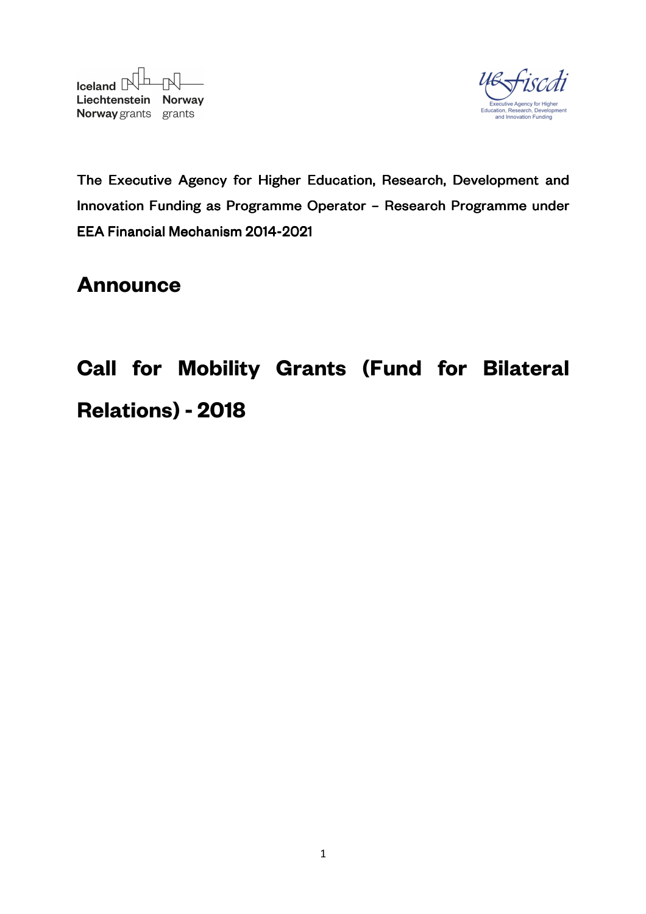Iceland Liechtenstein Norway grants

Norway grants

uefiscdi
Executive Agency for Higher Education, Research, Development and Innovation Funding

The Executive Agency for Higher Education, Research, Development and Innovation Funding as Programme Operator – Research Programme under EEA Financial Mechanism 2014-2021

# Announce

# Call for Mobility Grants (Fund for Bilateral Relations) - 2018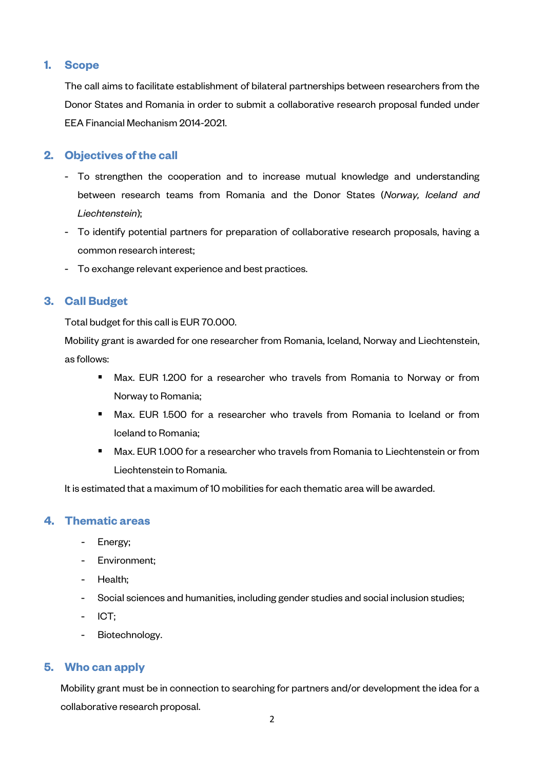## 1. Scope

The call aims to facilitate establishment of bilateral partnerships between researchers from the Donor States and Romania in order to submit a collaborative research proposal funded under EEA Financial Mechanism 2014-2021.

## 2. Objectives of the call

- To strengthen the cooperation and to increase mutual knowledge and understanding between research teams from Romania and the Donor States (*Norway, Iceland and Liechtenstein*);
- To identify potential partners for preparation of collaborative research proposals, having a common research interest;
- To exchange relevant experience and best practices.

## 3. Call Budget

Total budget for this call is EUR 70.000.

Mobility grant is awarded for one researcher from Romania, Iceland, Norway and Liechtenstein, as follows:

- Max. EUR 1.200 for a researcher who travels from Romania to Norway or from Norway to Romania;
- Max. EUR 1.500 for a researcher who travels from Romania to Iceland or from Iceland to Romania;
- Max. EUR 1.000 for a researcher who travels from Romania to Liechtenstein or from Liechtenstein to Romania.

It is estimated that a maximum of 10 mobilities for each thematic area will be awarded.

## 4. Thematic areas

- Energy;
- Environment;
- Health;
- Social sciences and humanities, including gender studies and social inclusion studies;
- ICT;
- Biotechnology.

## 5. Who can apply

Mobility grant must be in connection to searching for partners and/or development the idea for a collaborative research proposal.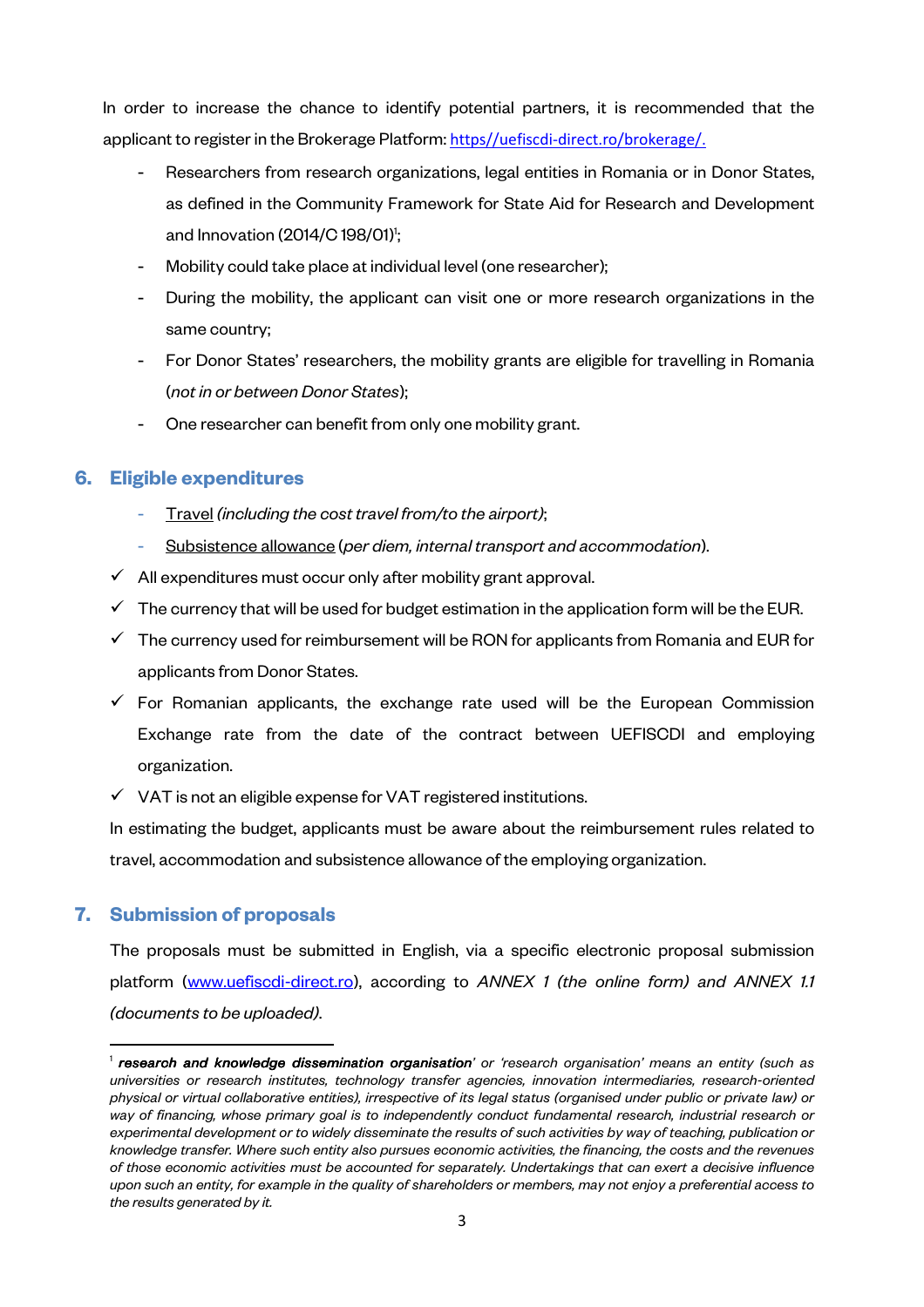In order to increase the chance to identify potential partners, it is recommended that the applicant to register in the Brokerage Platform: https//uefiscdi-direct.ro/brokerage/.

- Researchers from research organizations, legal entities in Romania or in Donor States, as defined in the Community Framework for State Aid for Research and Development and Innovation (2014/C 198/01)[1];
- Mobility could take place at individual level (one researcher);
- During the mobility, the applicant can visit one or more research organizations in the same country;
- For Donor States' researchers, the mobility grants are eligible for travelling in Romania (*not in or between Donor States*);
- One researcher can benefit from only one mobility grant.

## 6. Eligible expenditures

- Travel *(including the cost travel from/to the airport)*;
- Subsistence allowance (*per diem, internal transport and accommodation*).

- ✓ All expenditures must occur only after mobility grant approval.
- ✓ The currency that will be used for budget estimation in the application form will be the EUR.
- ✓ The currency used for reimbursement will be RON for applicants from Romania and EUR for applicants from Donor States.
- ✓ For Romanian applicants, the exchange rate used will be the European Commission Exchange rate from the date of the contract between UEFISCDI and employing organization.
- ✓ VAT is not an eligible expense for VAT registered institutions.

In estimating the budget, applicants must be aware about the reimbursement rules related to travel, accommodation and subsistence allowance of the employing organization.

## 7. Submission of proposals

The proposals must be submitted in English, via a specific electronic proposal submission platform (www.uefiscdi-direct.ro), according to *ANNEX 1 (the online form) and ANNEX 1.1 (documents to be uploaded)*.

---

[1] ***research and knowledge dissemination organisation**' or 'research organisation' means an entity (such as universities or research institutes, technology transfer agencies, innovation intermediaries, research-oriented physical or virtual collaborative entities), irrespective of its legal status (organised under public or private law) or way of financing, whose primary goal is to independently conduct fundamental research, industrial research or experimental development or to widely disseminate the results of such activities by way of teaching, publication or knowledge transfer. Where such entity also pursues economic activities, the financing, the costs and the revenues of those economic activities must be accounted for separately. Undertakings that can exert a decisive influence upon such an entity, for example in the quality of shareholders or members, may not enjoy a preferential access to the results generated by it.*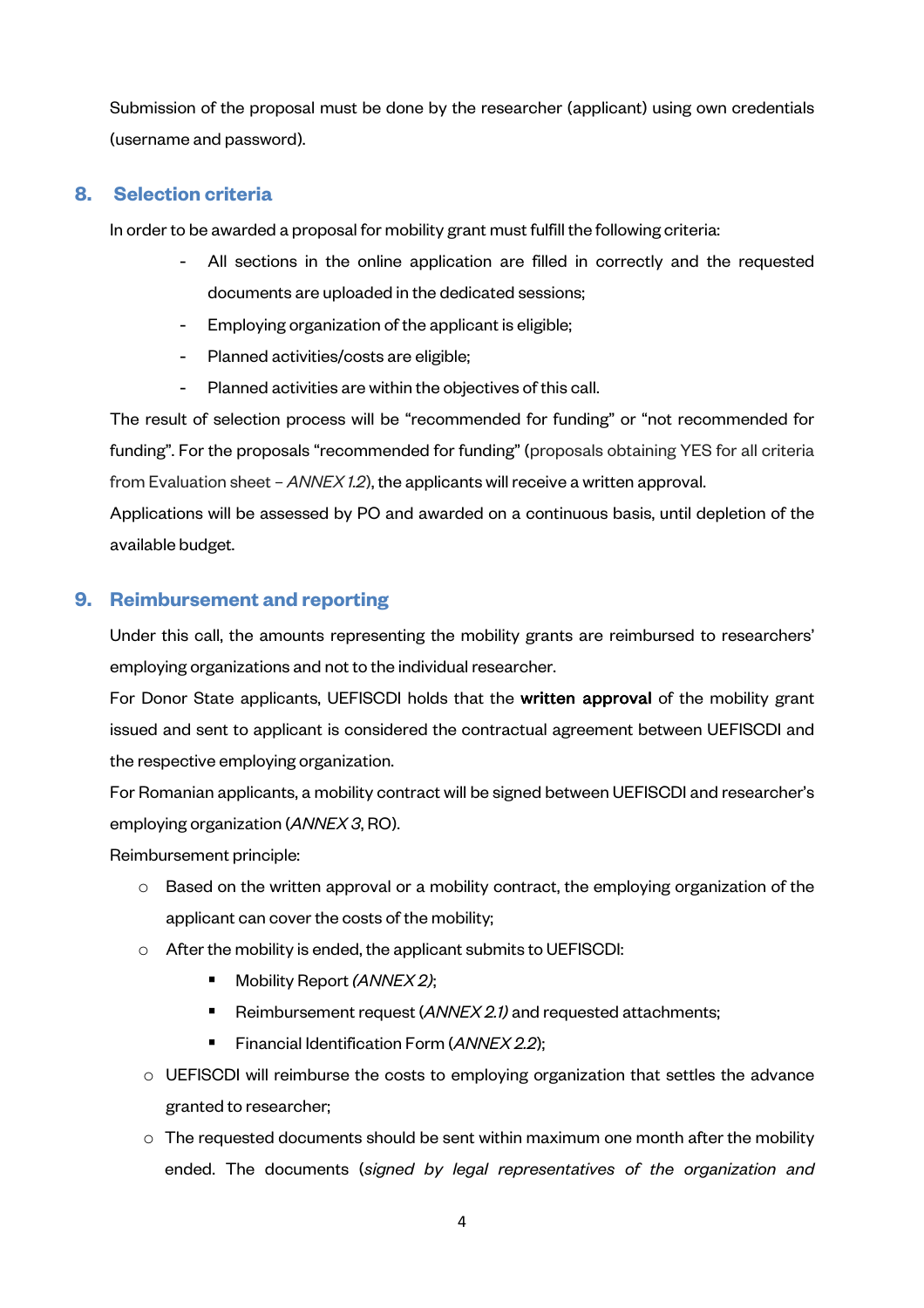Submission of the proposal must be done by the researcher (applicant) using own credentials (username and password).

## 8. Selection criteria

In order to be awarded a proposal for mobility grant must fulfill the following criteria:

- All sections in the online application are filled in correctly and the requested documents are uploaded in the dedicated sessions;
- Employing organization of the applicant is eligible;
- Planned activities/costs are eligible;
- Planned activities are within the objectives of this call.

The result of selection process will be "recommended for funding" or "not recommended for funding". For the proposals "recommended for funding" (proposals obtaining YES for all criteria from Evaluation sheet – *ANNEX 1.2*), the applicants will receive a written approval.

Applications will be assessed by PO and awarded on a continuous basis, until depletion of the available budget.

## 9. Reimbursement and reporting

Under this call, the amounts representing the mobility grants are reimbursed to researchers' employing organizations and not to the individual researcher.

For Donor State applicants, UEFISCDI holds that the **written approval** of the mobility grant issued and sent to applicant is considered the contractual agreement between UEFISCDI and the respective employing organization.

For Romanian applicants, a mobility contract will be signed between UEFISCDI and researcher's employing organization (*ANNEX 3*, RO).

Reimbursement principle:

- Based on the written approval or a mobility contract, the employing organization of the applicant can cover the costs of the mobility;
- After the mobility is ended, the applicant submits to UEFISCDI:
  - Mobility Report *(ANNEX 2)*;
  - Reimbursement request (*ANNEX 2.1)* and requested attachments;
  - Financial Identification Form (*ANNEX 2.2*);
- UEFISCDI will reimburse the costs to employing organization that settles the advance granted to researcher;
- The requested documents should be sent within maximum one month after the mobility ended. The documents (*signed by legal representatives of the organization and*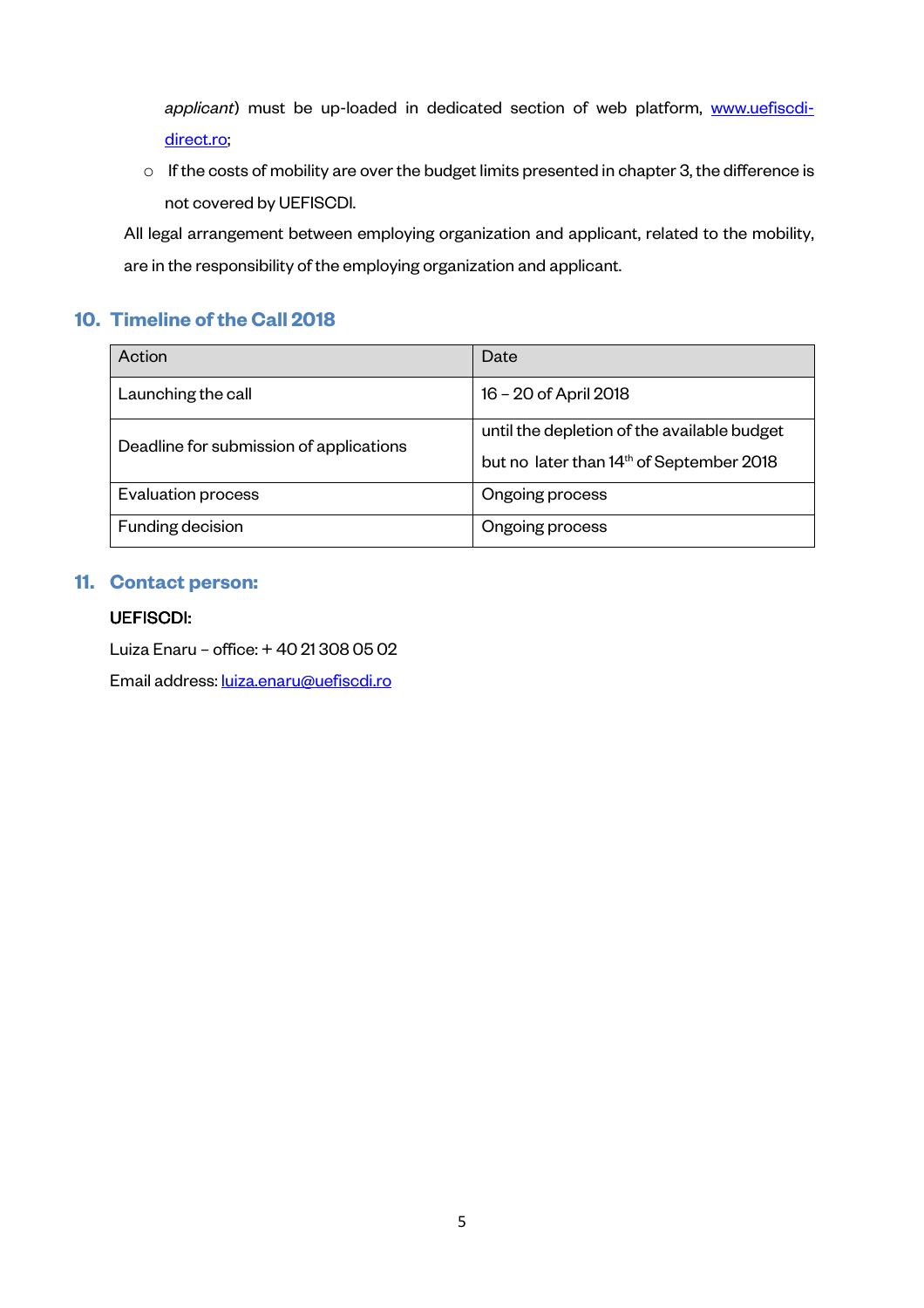*applicant*) must be up-loaded in dedicated section of web platform, www.uefiscdi-direct.ro;

- If the costs of mobility are over the budget limits presented in chapter 3, the difference is not covered by UEFISCDI.

All legal arrangement between employing organization and applicant, related to the mobility, are in the responsibility of the employing organization and applicant.

## 10. Timeline of the Call 2018

| Action | Date |
|---|---|
| Launching the call | 16 – 20 of April 2018 |
| Deadline for submission of applications | until the depletion of the available budget but no later than 14th of September 2018 |
| Evaluation process | Ongoing process |
| Funding decision | Ongoing process |

## 11. Contact person:

UEFISCDI:

Luiza Enaru – office: + 40 21 308 05 02

Email address: luiza.enaru@uefiscdi.ro